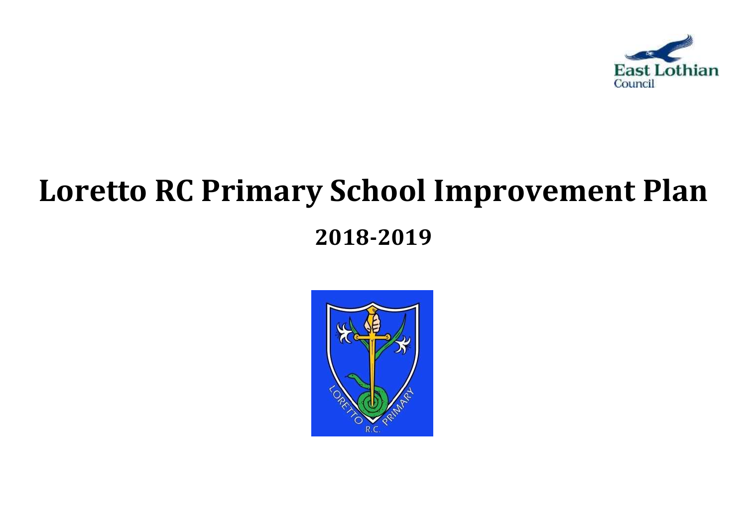# Loretto RC Primary School Improvement Plan

## 2018-2019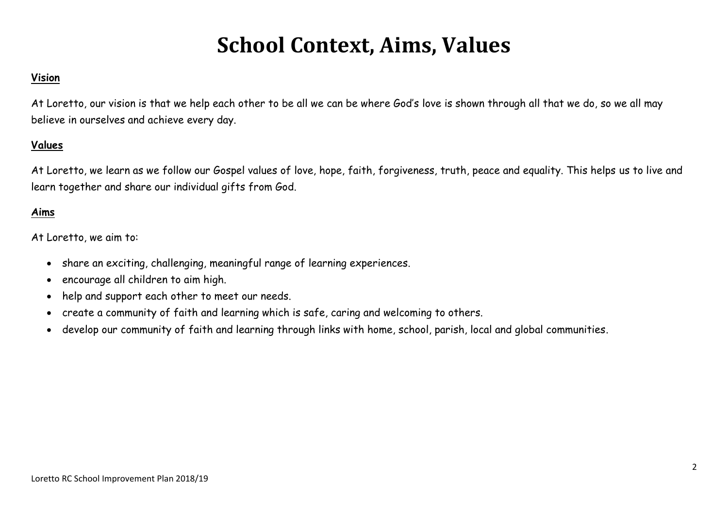# School Context, Aims, Values

**Vision**

At Loretto, our vision is that we help each other to be all we can be where God's love is shown through all that we do, so we all may believe in ourselves and achieve every day.

**Values**

At Loretto, we learn as we follow our Gospel values of love, hope, faith, forgiveness, truth, peace and equality. This helps us to live and learn together and share our individual gifts from God.

**Aims**

At Loretto, we aim to:

- share an exciting, challenging, meaningful range of learning experiences.
- encourage all children to aim high.
- help and support each other to meet our needs.
- create a community of faith and learning which is safe, caring and welcoming to others.
- develop our community of faith and learning through links with home, school, parish, local and global communities.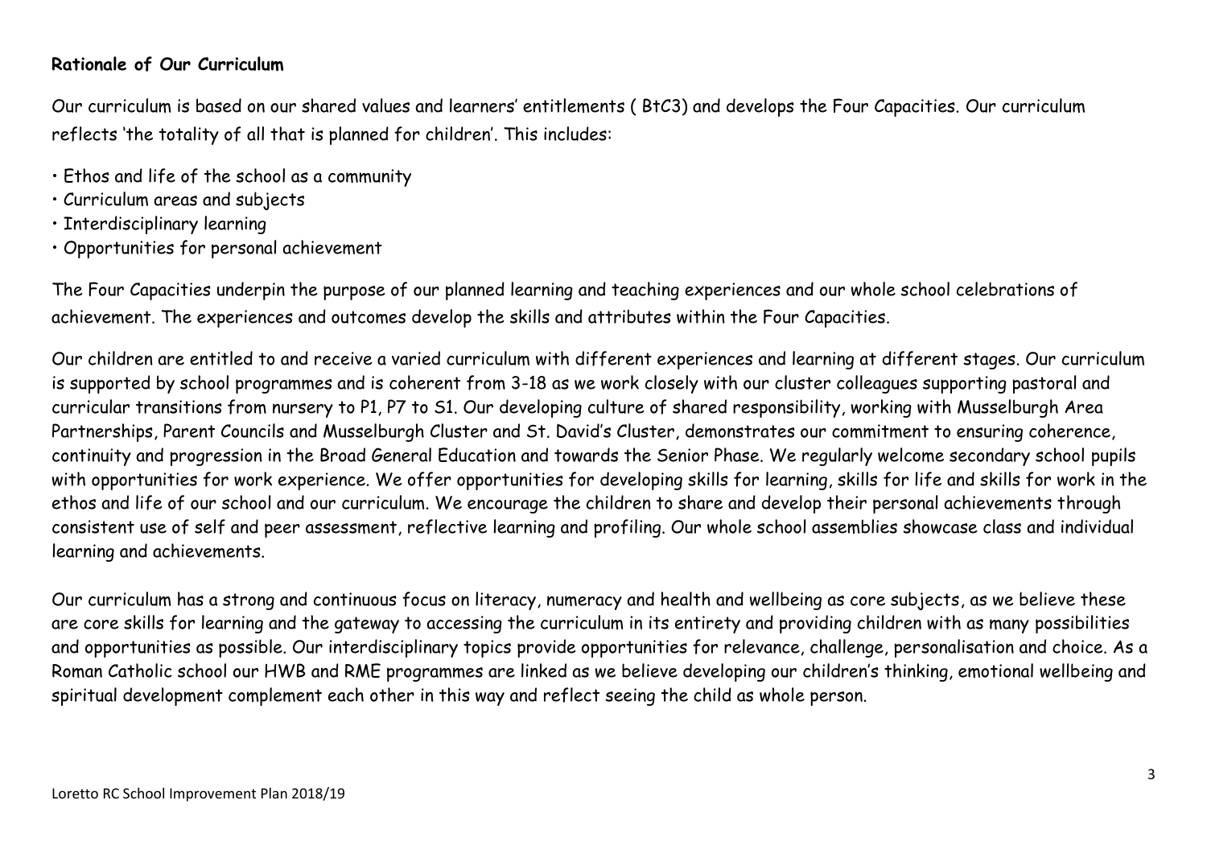**Rationale of Our Curriculum**

Our curriculum is based on our shared values and learners' entitlements ( BtC3) and develops the Four Capacities. Our curriculum reflects 'the totality of all that is planned for children'. This includes:

- Ethos and life of the school as a community
- Curriculum areas and subjects
- Interdisciplinary learning
- Opportunities for personal achievement

The Four Capacities underpin the purpose of our planned learning and teaching experiences and our whole school celebrations of achievement. The experiences and outcomes develop the skills and attributes within the Four Capacities.

Our children are entitled to and receive a varied curriculum with different experiences and learning at different stages. Our curriculum is supported by school programmes and is coherent from 3-18 as we work closely with our cluster colleagues supporting pastoral and curricular transitions from nursery to P1, P7 to S1. Our developing culture of shared responsibility, working with Musselburgh Area Partnerships, Parent Councils and Musselburgh Cluster and St. David's Cluster, demonstrates our commitment to ensuring coherence, continuity and progression in the Broad General Education and towards the Senior Phase. We regularly welcome secondary school pupils with opportunities for work experience. We offer opportunities for developing skills for learning, skills for life and skills for work in the ethos and life of our school and our curriculum. We encourage the children to share and develop their personal achievements through consistent use of self and peer assessment, reflective learning and profiling. Our whole school assemblies showcase class and individual learning and achievements.

Our curriculum has a strong and continuous focus on literacy, numeracy and health and wellbeing as core subjects, as we believe these are core skills for learning and the gateway to accessing the curriculum in its entirety and providing children with as many possibilities and opportunities as possible. Our interdisciplinary topics provide opportunities for relevance, challenge, personalisation and choice. As a Roman Catholic school our HWB and RME programmes are linked as we believe developing our children's thinking, emotional wellbeing and spiritual development complement each other in this way and reflect seeing the child as whole person.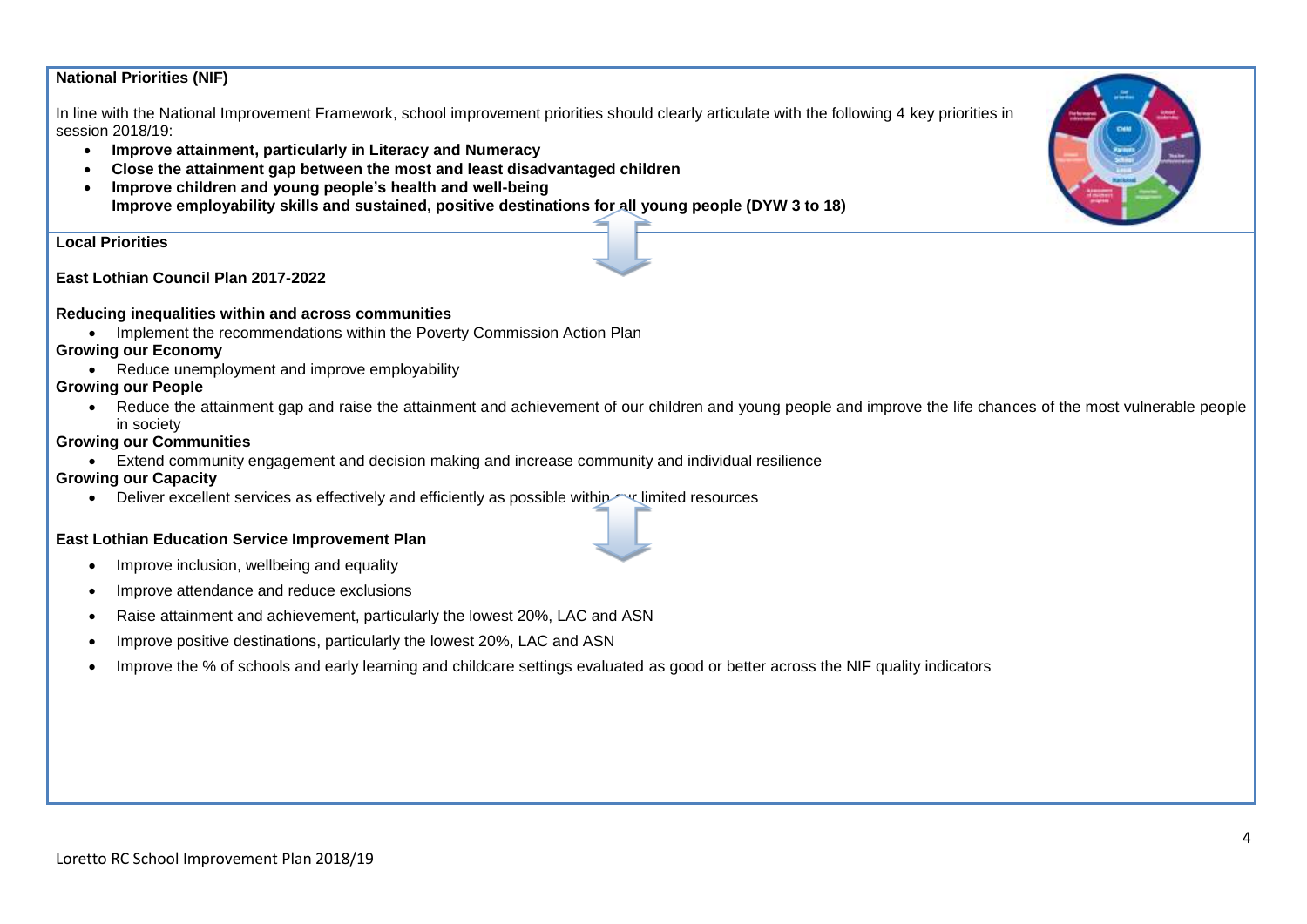**National Priorities (NIF)**

In line with the National Improvement Framework, school improvement priorities should clearly articulate with the following 4 key priorities in session 2018/19:

- **Improve attainment, particularly in Literacy and Numeracy**
- **Close the attainment gap between the most and least disadvantaged children**
- **Improve children and young people's health and well-being**
  **Improve employability skills and sustained, positive destinations for all young people (DYW 3 to 18)**

**Local Priorities**

**East Lothian Council Plan 2017-2022**

**Reducing inequalities within and across communities**

- Implement the recommendations within the Poverty Commission Action Plan

**Growing our Economy**

- Reduce unemployment and improve employability

**Growing our People**

- Reduce the attainment gap and raise the attainment and achievement of our children and young people and improve the life chances of the most vulnerable people in society

**Growing our Communities**

- Extend community engagement and decision making and increase community and individual resilience

**Growing our Capacity**

- Deliver excellent services as effectively and efficiently as possible within our limited resources

**East Lothian Education Service Improvement Plan**

- Improve inclusion, wellbeing and equality
- Improve attendance and reduce exclusions
- Raise attainment and achievement, particularly the lowest 20%, LAC and ASN
- Improve positive destinations, particularly the lowest 20%, LAC and ASN
- Improve the % of schools and early learning and childcare settings evaluated as good or better across the NIF quality indicators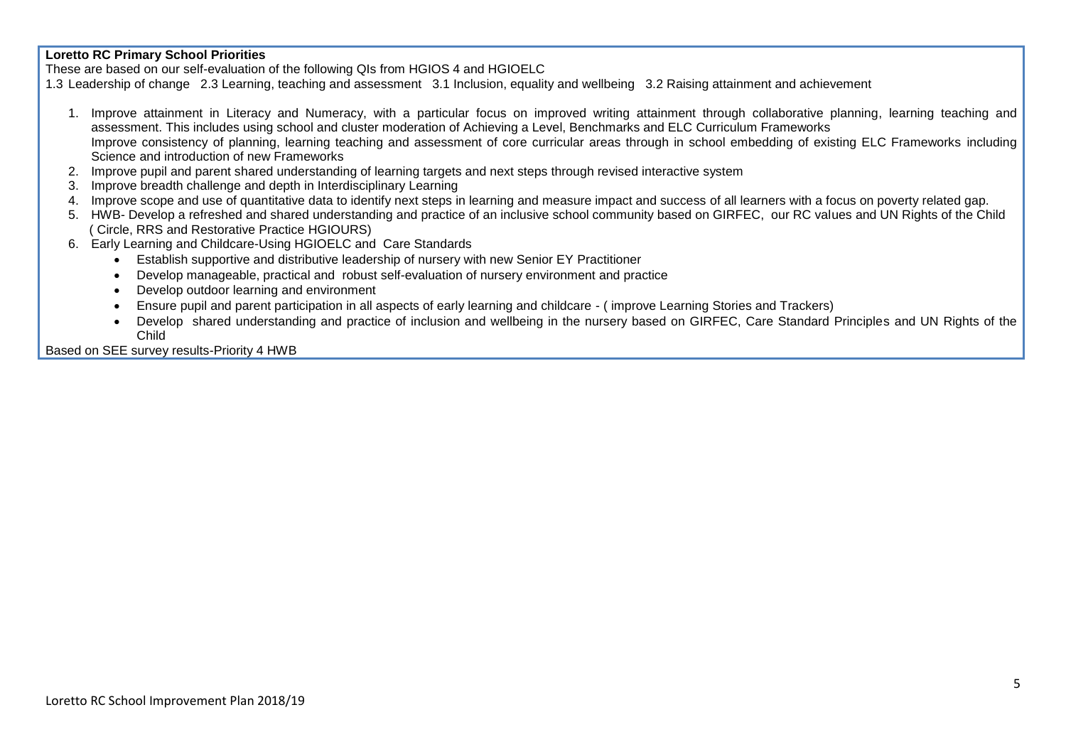**Loretto RC Primary School Priorities**

These are based on our self-evaluation of the following QIs from HGIOS 4 and HGIOELC

1.3 Leadership of change   2.3 Learning, teaching and assessment   3.1 Inclusion, equality and wellbeing   3.2 Raising attainment and achievement

1. Improve attainment in Literacy and Numeracy, with a particular focus on improved writing attainment through collaborative planning, learning teaching and assessment. This includes using school and cluster moderation of Achieving a Level, Benchmarks and ELC Curriculum Frameworks
   Improve consistency of planning, learning teaching and assessment of core curricular areas through in school embedding of existing ELC Frameworks including Science and introduction of new Frameworks
2. Improve pupil and parent shared understanding of learning targets and next steps through revised interactive system
3. Improve breadth challenge and depth in Interdisciplinary Learning
4. Improve scope and use of quantitative data to identify next steps in learning and measure impact and success of all learners with a focus on poverty related gap.
5. HWB- Develop a refreshed and shared understanding and practice of an inclusive school community based on GIRFEC, our RC values and UN Rights of the Child ( Circle, RRS and Restorative Practice HGIOURS)
6. Early Learning and Childcare-Using HGIOELC and Care Standards
   - Establish supportive and distributive leadership of nursery with new Senior EY Practitioner
   - Develop manageable, practical and robust self-evaluation of nursery environment and practice
   - Develop outdoor learning and environment
   - Ensure pupil and parent participation in all aspects of early learning and childcare - ( improve Learning Stories and Trackers)
   - Develop shared understanding and practice of inclusion and wellbeing in the nursery based on GIRFEC, Care Standard Principles and UN Rights of the Child

Based on SEE survey results-Priority 4 HWB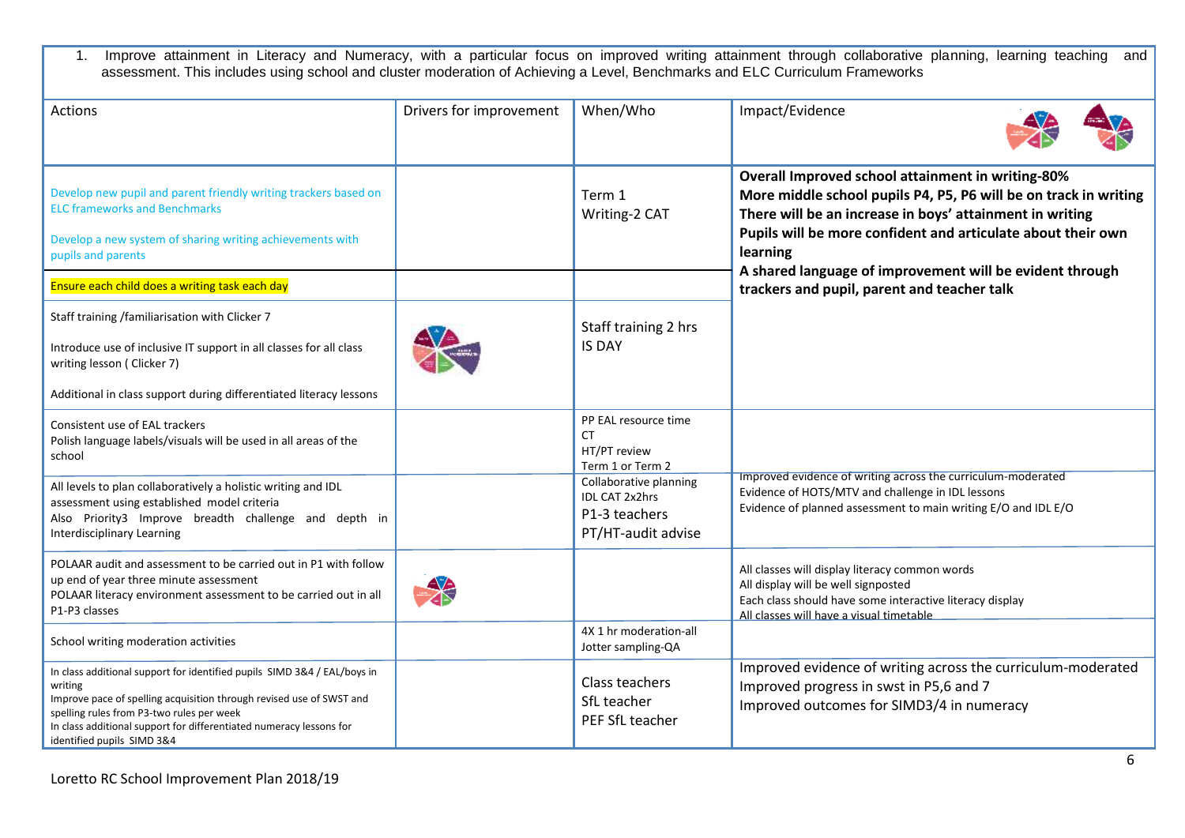1. Improve attainment in Literacy and Numeracy, with a particular focus on improved writing attainment through collaborative planning, learning teaching and assessment. This includes using school and cluster moderation of Achieving a Level, Benchmarks and ELC Curriculum Frameworks

| Actions | Drivers for improvement | When/Who | Impact/Evidence |
|---|---|---|---|
| Develop new pupil and parent friendly writing trackers based on ELC frameworks and Benchmarks<br><br>Develop a new system of sharing writing achievements with pupils and parents | | Term 1<br>Writing-2 CAT | **Overall Improved school attainment in writing-80%**<br>**More middle school pupils P4, P5, P6 will be on track in writing**<br>**There will be an increase in boys' attainment in writing**<br>**Pupils will be more confident and articulate about their own learning**<br>**A shared language of improvement will be evident through trackers and pupil, parent and teacher talk** |
| Ensure each child does a writing task each day | | | |
| Staff training /familiarisation with Clicker 7<br><br>Introduce use of inclusive IT support in all classes for all class writing lesson ( Clicker 7)<br><br>Additional in class support during differentiated literacy lessons | | Staff training 2 hrs<br>IS DAY | |
| Consistent use of EAL trackers<br>Polish language labels/visuals will be used in all areas of the school | | PP EAL resource time<br>CT<br>HT/PT review<br>Term 1 or Term 2 | |
| All levels to plan collaboratively a holistic writing and IDL assessment using established model criteria<br>Also Priority3 Improve breadth challenge and depth in Interdisciplinary Learning | | Collaborative planning<br>IDL CAT 2x2hrs<br>P1-3 teachers<br>PT/HT-audit advise | Improved evidence of writing across the curriculum-moderated<br>Evidence of HOTS/MTV and challenge in IDL lessons<br>Evidence of planned assessment to main writing E/O and IDL E/O |
| POLAAR audit and assessment to be carried out in P1 with follow up end of year three minute assessment<br>POLAAR literacy environment assessment to be carried out in all P1-P3 classes | | | All classes will display literacy common words<br>All display will be well signposted<br>Each class should have some interactive literacy display<br>All classes will have a visual timetable |
| School writing moderation activities | | 4X 1 hr moderation-all<br>Jotter sampling-QA | |
| In class additional support for identified pupils SIMD 3&4 / EAL/boys in writing<br>Improve pace of spelling acquisition through revised use of SWST and spelling rules from P3-two rules per week<br>In class additional support for differentiated numeracy lessons for identified pupils SIMD 3&4 | | Class teachers<br>SfL teacher<br>PEF SfL teacher | Improved evidence of writing across the curriculum-moderated<br>Improved progress in swst in P5,6 and 7<br>Improved outcomes for SIMD3/4 in numeracy |

Loretto RC School Improvement Plan 2018/19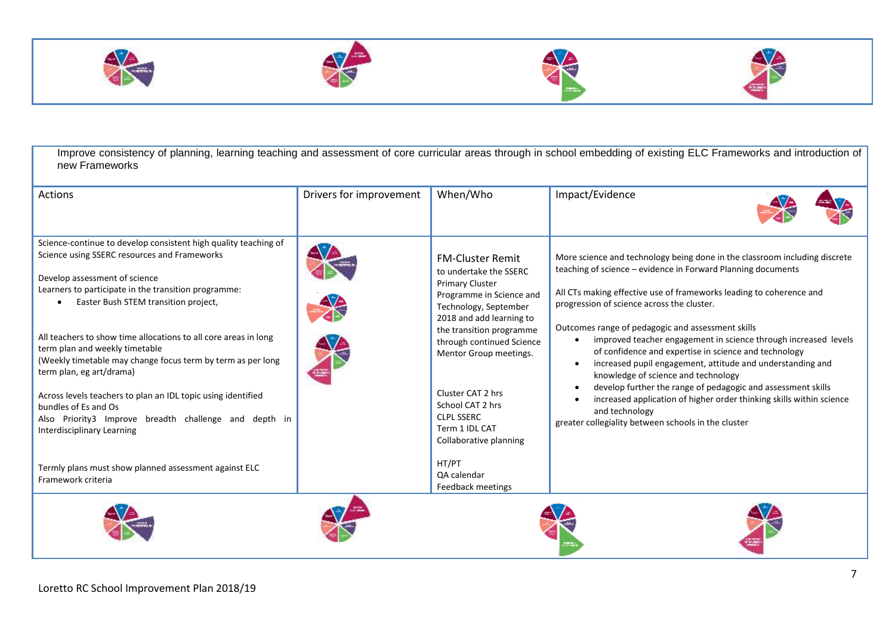Improve consistency of planning, learning teaching and assessment of core curricular areas through in school embedding of existing ELC Frameworks and introduction of new Frameworks

| Actions | Drivers for improvement | When/Who | Impact/Evidence |
|---|---|---|---|
| Science-continue to develop consistent high quality teaching of Science using SSERC resources and Frameworks<br><br>Develop assessment of science<br>Learners to participate in the transition programme:<br>• Easter Bush STEM transition project,<br><br>All teachers to show time allocations to all core areas in long term plan and weekly timetable<br>(Weekly timetable may change focus term by term as per long term plan, eg art/drama)<br><br>Across levels teachers to plan an IDL topic using identified bundles of Es and Os<br>Also Priority3 Improve breadth challenge and depth in Interdisciplinary Learning<br><br>Termly plans must show planned assessment against ELC Framework criteria | | FM-Cluster Remit<br>to undertake the SSERC Primary Cluster Programme in Science and Technology, September 2018 and add learning to the transition programme through continued Science Mentor Group meetings.<br><br>Cluster CAT 2 hrs<br>School CAT 2 hrs<br>CLPL SSERC<br>Term 1 IDL CAT<br>Collaborative planning<br><br>HT/PT<br>QA calendar<br>Feedback meetings | More science and technology being done in the classroom including discrete teaching of science – evidence in Forward Planning documents<br><br>All CTs making effective use of frameworks leading to coherence and progression of science across the cluster.<br><br>Outcomes range of pedagogic and assessment skills<br>• improved teacher engagement in science through increased levels of confidence and expertise in science and technology<br>• increased pupil engagement, attitude and understanding and knowledge of science and technology<br>• develop further the range of pedagogic and assessment skills<br>• increased application of higher order thinking skills within science and technology<br><br>greater collegiality between schools in the cluster |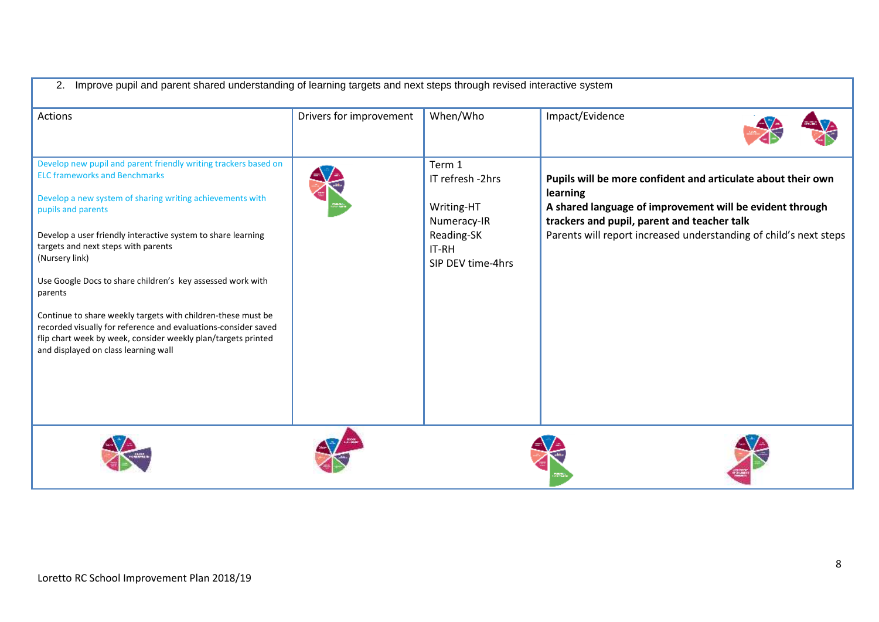| 2. Improve pupil and parent shared understanding of learning targets and next steps through revised interactive system | | | |
|---|---|---|---|
| Actions | Drivers for improvement | When/Who | Impact/Evidence |
| Develop new pupil and parent friendly writing trackers based on ELC frameworks and Benchmarks<br><br>Develop a new system of sharing writing achievements with pupils and parents<br><br>Develop a user friendly interactive system to share learning targets and next steps with parents<br>(Nursery link)<br><br>Use Google Docs to share children's key assessed work with parents<br><br>Continue to share weekly targets with children-these must be recorded visually for reference and evaluations-consider saved flip chart week by week, consider weekly plan/targets printed and displayed on class learning wall | | Term 1<br>IT refresh -2hrs<br><br>Writing-HT<br>Numeracy-IR<br>Reading-SK<br>IT-RH<br>SIP DEV time-4hrs | **Pupils will be more confident and articulate about their own learning**<br>**A shared language of improvement will be evident through trackers and pupil, parent and teacher talk**<br>Parents will report increased understanding of child's next steps |

Loretto RC School Improvement Plan 2018/19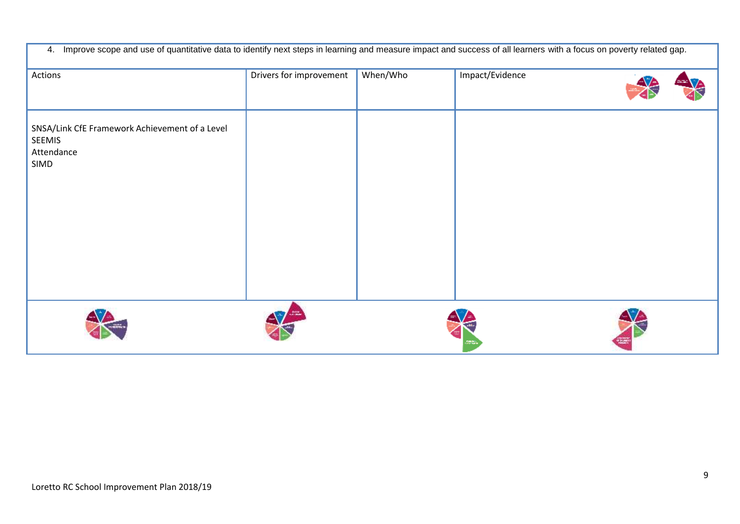4. Improve scope and use of quantitative data to identify next steps in learning and measure impact and success of all learners with a focus on poverty related gap.

| Actions | Drivers for improvement | When/Who | Impact/Evidence |
| --- | --- | --- | --- |
| SNSA/Link CfE Framework Achievement of a Level<br>SEEMIS<br>Attendance<br>SIMD | | | |

Loretto RC School Improvement Plan 2018/19